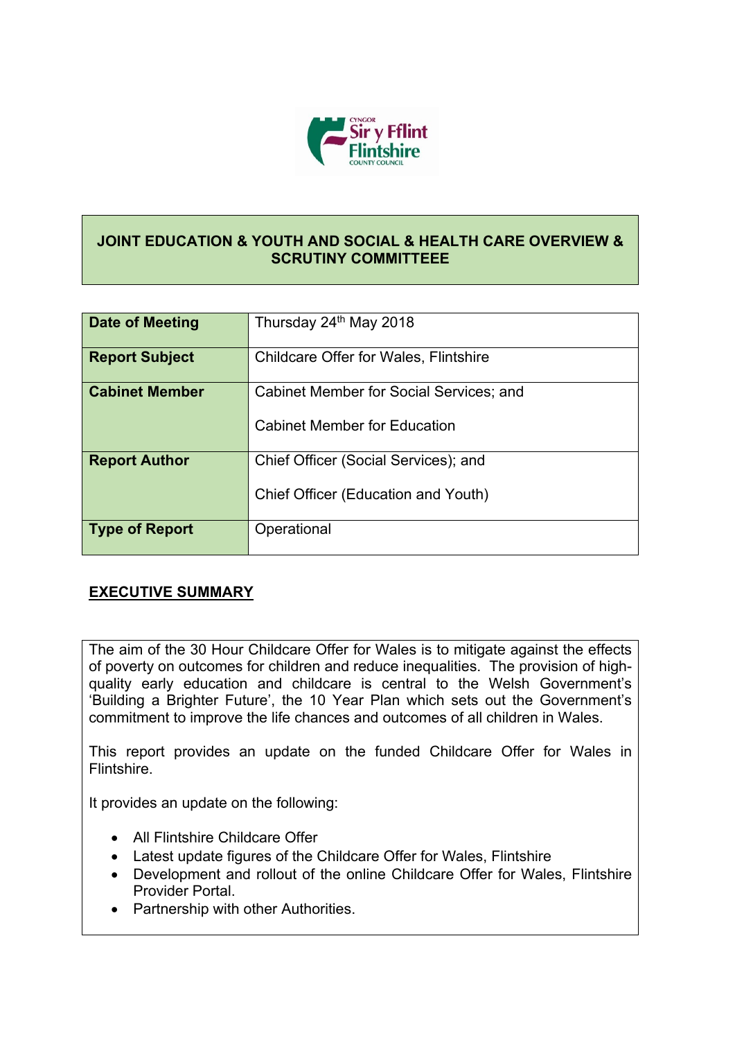## JOINT EDUCATION & YOUTH AND SOCIAL & HEALTH CARE OVERVIEW & SCRUTINY COMMITTEEE

| | |
|---|---|
| **Date of Meeting** | Thursday 24th May 2018 |
| **Report Subject** | Childcare Offer for Wales, Flintshire |
| **Cabinet Member** | Cabinet Member for Social Services; and<br><br>Cabinet Member for Education |
| **Report Author** | Chief Officer (Social Services); and<br><br>Chief Officer (Education and Youth) |
| **Type of Report** | Operational |

## EXECUTIVE SUMMARY

The aim of the 30 Hour Childcare Offer for Wales is to mitigate against the effects of poverty on outcomes for children and reduce inequalities. The provision of high-quality early education and childcare is central to the Welsh Government's 'Building a Brighter Future', the 10 Year Plan which sets out the Government's commitment to improve the life chances and outcomes of all children in Wales.

This report provides an update on the funded Childcare Offer for Wales in Flintshire.

It provides an update on the following:

- All Flintshire Childcare Offer
- Latest update figures of the Childcare Offer for Wales, Flintshire
- Development and rollout of the online Childcare Offer for Wales, Flintshire Provider Portal.
- Partnership with other Authorities.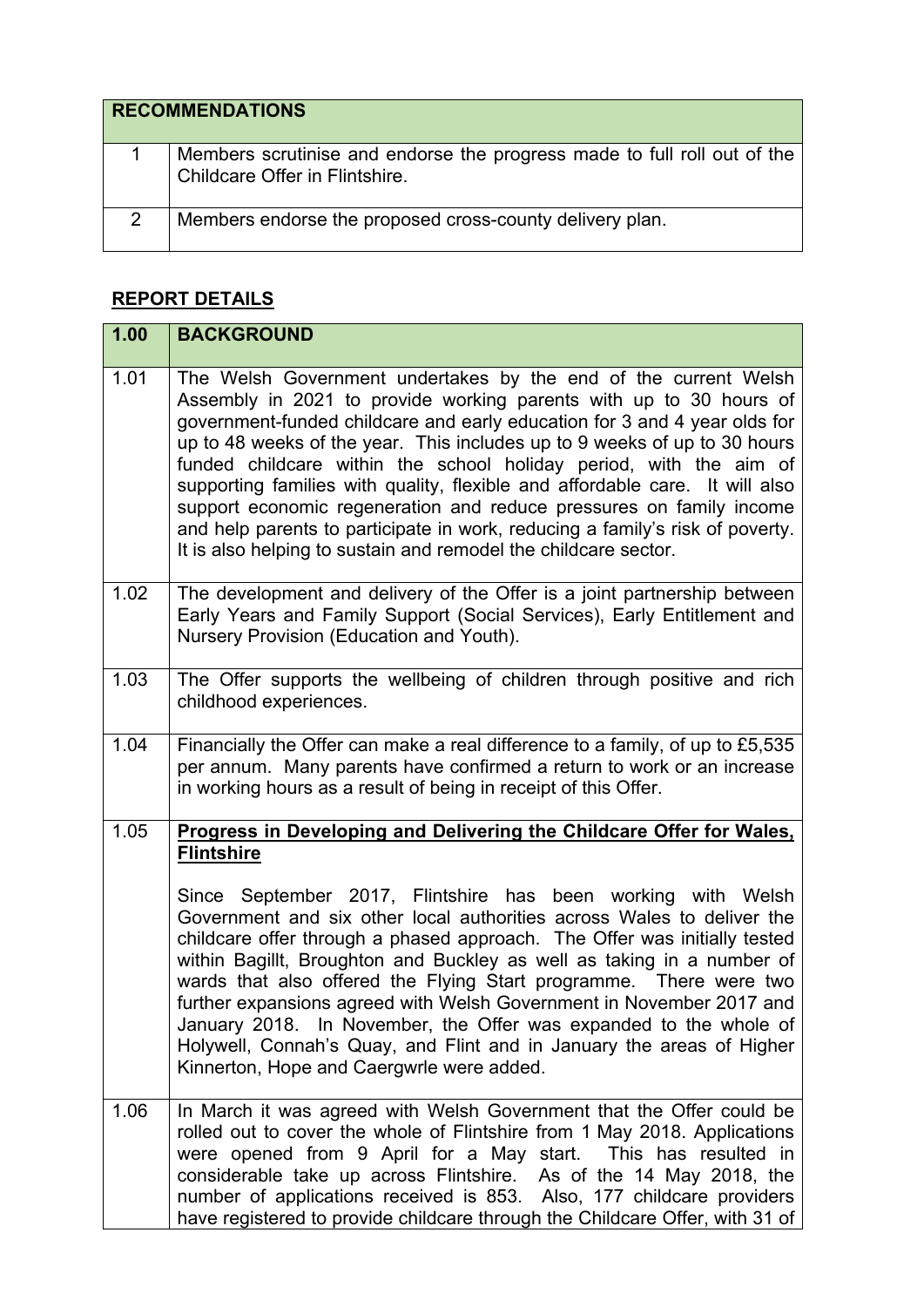| RECOMMENDATIONS | |
|---|---|
| 1 | Members scrutinise and endorse the progress made to full roll out of the Childcare Offer in Flintshire. |
| 2 | Members endorse the proposed cross-county delivery plan. |

## REPORT DETAILS

| 1.00 | BACKGROUND |
|---|---|
| 1.01 | The Welsh Government undertakes by the end of the current Welsh Assembly in 2021 to provide working parents with up to 30 hours of government-funded childcare and early education for 3 and 4 year olds for up to 48 weeks of the year. This includes up to 9 weeks of up to 30 hours funded childcare within the school holiday period, with the aim of supporting families with quality, flexible and affordable care. It will also support economic regeneration and reduce pressures on family income and help parents to participate in work, reducing a family's risk of poverty. It is also helping to sustain and remodel the childcare sector. |
| 1.02 | The development and delivery of the Offer is a joint partnership between Early Years and Family Support (Social Services), Early Entitlement and Nursery Provision (Education and Youth). |
| 1.03 | The Offer supports the wellbeing of children through positive and rich childhood experiences. |
| 1.04 | Financially the Offer can make a real difference to a family, of up to £5,535 per annum. Many parents have confirmed a return to work or an increase in working hours as a result of being in receipt of this Offer. |
| 1.05 | **Progress in Developing and Delivering the Childcare Offer for Wales, Flintshire**<br><br>Since September 2017, Flintshire has been working with Welsh Government and six other local authorities across Wales to deliver the childcare offer through a phased approach. The Offer was initially tested within Bagillt, Broughton and Buckley as well as taking in a number of wards that also offered the Flying Start programme. There were two further expansions agreed with Welsh Government in November 2017 and January 2018. In November, the Offer was expanded to the whole of Holywell, Connah's Quay, and Flint and in January the areas of Higher Kinnerton, Hope and Caergwrle were added. |
| 1.06 | In March it was agreed with Welsh Government that the Offer could be rolled out to cover the whole of Flintshire from 1 May 2018. Applications were opened from 9 April for a May start. This has resulted in considerable take up across Flintshire. As of the 14 May 2018, the number of applications received is 853. Also, 177 childcare providers have registered to provide childcare through the Childcare Offer, with 31 of |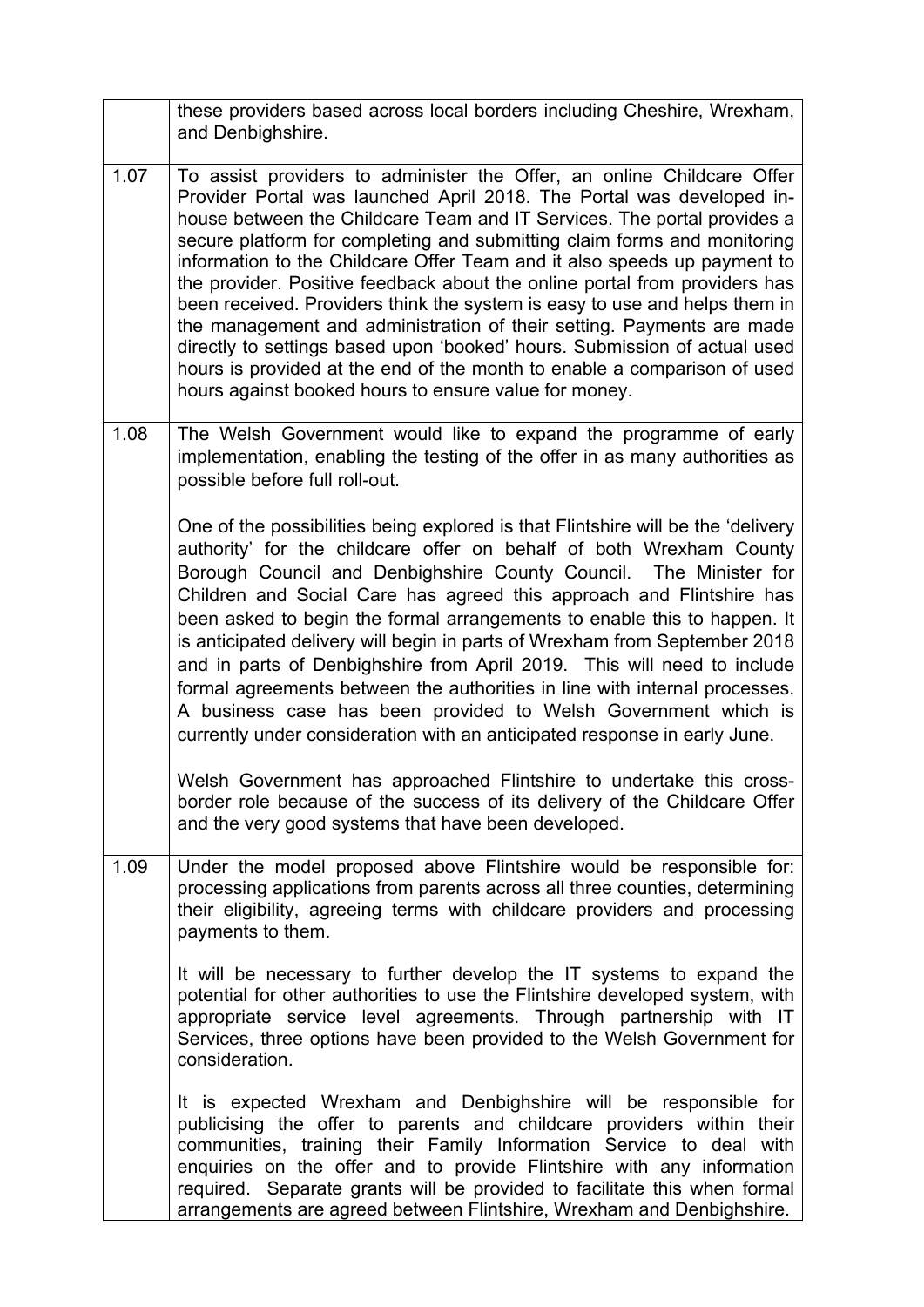| | |
|---|---|
| | these providers based across local borders including Cheshire, Wrexham, and Denbighshire. |
| 1.07 | To assist providers to administer the Offer, an online Childcare Offer Provider Portal was launched April 2018. The Portal was developed in-house between the Childcare Team and IT Services. The portal provides a secure platform for completing and submitting claim forms and monitoring information to the Childcare Offer Team and it also speeds up payment to the provider. Positive feedback about the online portal from providers has been received. Providers think the system is easy to use and helps them in the management and administration of their setting. Payments are made directly to settings based upon 'booked' hours. Submission of actual used hours is provided at the end of the month to enable a comparison of used hours against booked hours to ensure value for money. |
| 1.08 | The Welsh Government would like to expand the programme of early implementation, enabling the testing of the offer in as many authorities as possible before full roll-out.<br><br>One of the possibilities being explored is that Flintshire will be the 'delivery authority' for the childcare offer on behalf of both Wrexham County Borough Council and Denbighshire County Council. The Minister for Children and Social Care has agreed this approach and Flintshire has been asked to begin the formal arrangements to enable this to happen. It is anticipated delivery will begin in parts of Wrexham from September 2018 and in parts of Denbighshire from April 2019. This will need to include formal agreements between the authorities in line with internal processes. A business case has been provided to Welsh Government which is currently under consideration with an anticipated response in early June.<br><br>Welsh Government has approached Flintshire to undertake this cross-border role because of the success of its delivery of the Childcare Offer and the very good systems that have been developed. |
| 1.09 | Under the model proposed above Flintshire would be responsible for: processing applications from parents across all three counties, determining their eligibility, agreeing terms with childcare providers and processing payments to them.<br><br>It will be necessary to further develop the IT systems to expand the potential for other authorities to use the Flintshire developed system, with appropriate service level agreements. Through partnership with IT Services, three options have been provided to the Welsh Government for consideration.<br><br>It is expected Wrexham and Denbighshire will be responsible for publicising the offer to parents and childcare providers within their communities, training their Family Information Service to deal with enquiries on the offer and to provide Flintshire with any information required. Separate grants will be provided to facilitate this when formal arrangements are agreed between Flintshire, Wrexham and Denbighshire. |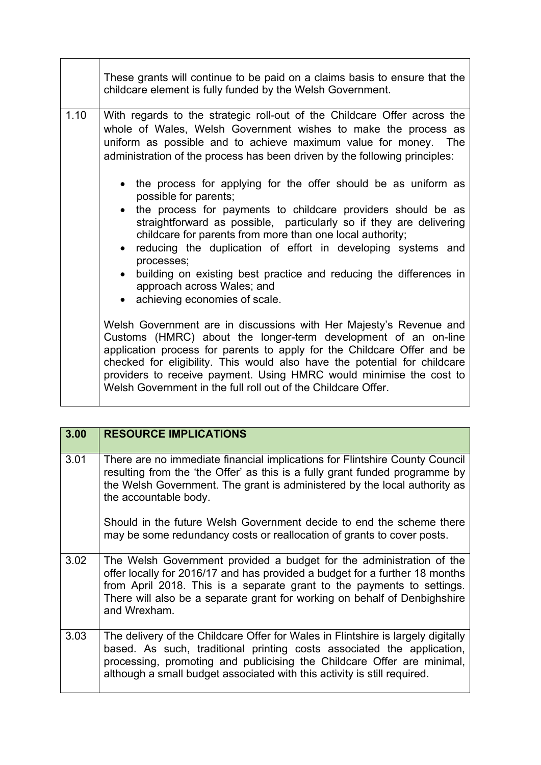| | |
|---|---|
| | These grants will continue to be paid on a claims basis to ensure that the childcare element is fully funded by the Welsh Government. |
| 1.10 | With regards to the strategic roll-out of the Childcare Offer across the whole of Wales, Welsh Government wishes to make the process as uniform as possible and to achieve maximum value for money. The administration of the process has been driven by the following principles:<br><br>• the process for applying for the offer should be as uniform as possible for parents;<br>• the process for payments to childcare providers should be as straightforward as possible, particularly so if they are delivering childcare for parents from more than one local authority;<br>• reducing the duplication of effort in developing systems and processes;<br>• building on existing best practice and reducing the differences in approach across Wales; and<br>• achieving economies of scale.<br><br>Welsh Government are in discussions with Her Majesty's Revenue and Customs (HMRC) about the longer-term development of an on-line application process for parents to apply for the Childcare Offer and be checked for eligibility. This would also have the potential for childcare providers to receive payment. Using HMRC would minimise the cost to Welsh Government in the full roll out of the Childcare Offer. |

| 3.00 | RESOURCE IMPLICATIONS |
|---|---|
| 3.01 | There are no immediate financial implications for Flintshire County Council resulting from the 'the Offer' as this is a fully grant funded programme by the Welsh Government. The grant is administered by the local authority as the accountable body.<br><br>Should in the future Welsh Government decide to end the scheme there may be some redundancy costs or reallocation of grants to cover posts. |
| 3.02 | The Welsh Government provided a budget for the administration of the offer locally for 2016/17 and has provided a budget for a further 18 months from April 2018. This is a separate grant to the payments to settings. There will also be a separate grant for working on behalf of Denbighshire and Wrexham. |
| 3.03 | The delivery of the Childcare Offer for Wales in Flintshire is largely digitally based. As such, traditional printing costs associated the application, processing, promoting and publicising the Childcare Offer are minimal, although a small budget associated with this activity is still required. |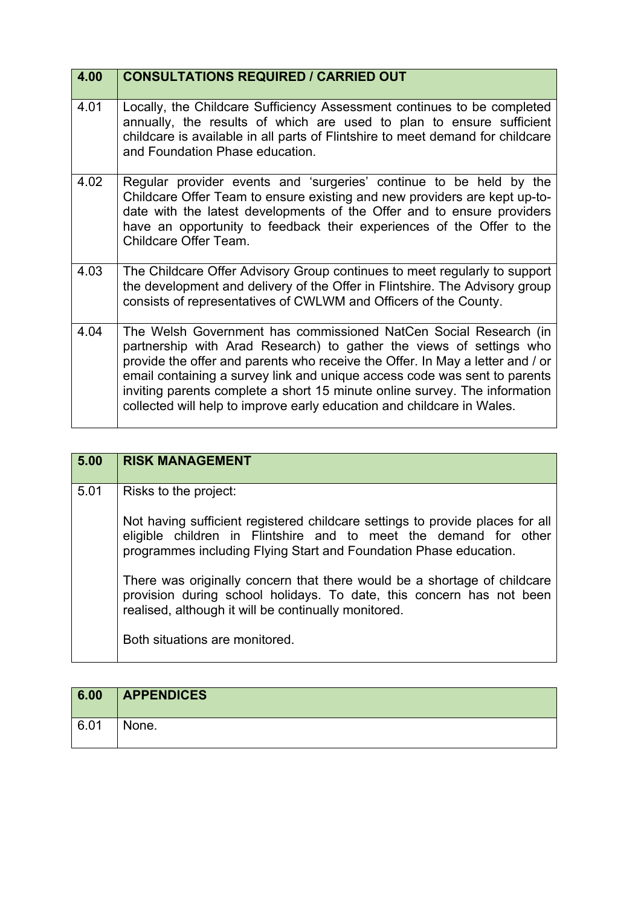| 4.00 | **CONSULTATIONS REQUIRED / CARRIED OUT** |
|---|---|
| 4.01 | Locally, the Childcare Sufficiency Assessment continues to be completed annually, the results of which are used to plan to ensure sufficient childcare is available in all parts of Flintshire to meet demand for childcare and Foundation Phase education. |
| 4.02 | Regular provider events and 'surgeries' continue to be held by the Childcare Offer Team to ensure existing and new providers are kept up-to-date with the latest developments of the Offer and to ensure providers have an opportunity to feedback their experiences of the Offer to the Childcare Offer Team. |
| 4.03 | The Childcare Offer Advisory Group continues to meet regularly to support the development and delivery of the Offer in Flintshire. The Advisory group consists of representatives of CWLWM and Officers of the County. |
| 4.04 | The Welsh Government has commissioned NatCen Social Research (in partnership with Arad Research) to gather the views of settings who provide the offer and parents who receive the Offer. In May a letter and / or email containing a survey link and unique access code was sent to parents inviting parents complete a short 15 minute online survey. The information collected will help to improve early education and childcare in Wales. |

| 5.00 | **RISK MANAGEMENT** |
|---|---|
| 5.01 | Risks to the project:<br><br>Not having sufficient registered childcare settings to provide places for all eligible children in Flintshire and to meet the demand for other programmes including Flying Start and Foundation Phase education.<br><br>There was originally concern that there would be a shortage of childcare provision during school holidays. To date, this concern has not been realised, although it will be continually monitored.<br><br>Both situations are monitored. |

| 6.00 | **APPENDICES** |
|---|---|
| 6.01 | None. |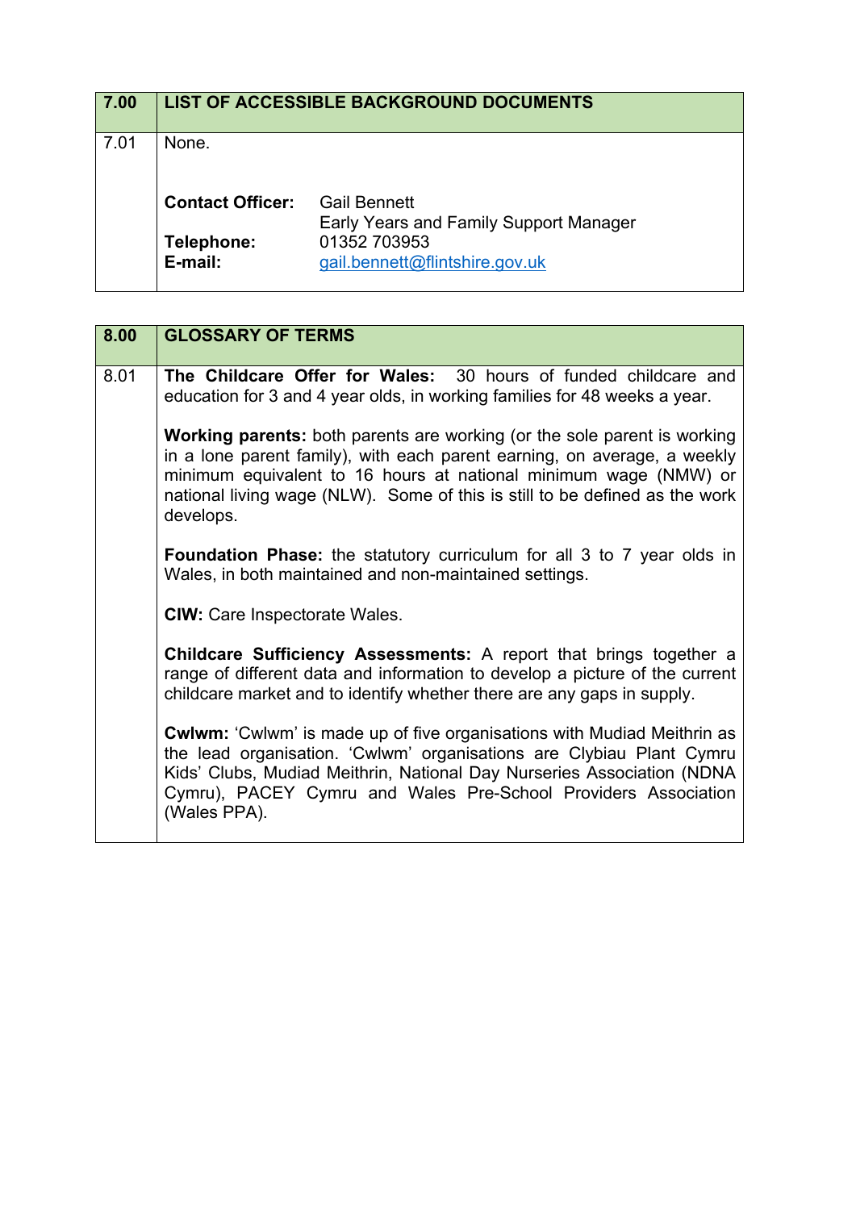| 7.00 | LIST OF ACCESSIBLE BACKGROUND DOCUMENTS |
| --- | --- |
| 7.01 | None.<br><br>**Contact Officer:** Gail Bennett<br>Early Years and Family Support Manager<br>**Telephone:** 01352 703953<br>**E-mail:** gail.bennett@flintshire.gov.uk |

| 8.00 | GLOSSARY OF TERMS |
| --- | --- |
| 8.01 | **The Childcare Offer for Wales:** 30 hours of funded childcare and education for 3 and 4 year olds, in working families for 48 weeks a year.<br><br>**Working parents:** both parents are working (or the sole parent is working in a lone parent family), with each parent earning, on average, a weekly minimum equivalent to 16 hours at national minimum wage (NMW) or national living wage (NLW). Some of this is still to be defined as the work develops.<br><br>**Foundation Phase:** the statutory curriculum for all 3 to 7 year olds in Wales, in both maintained and non-maintained settings.<br><br>**CIW:** Care Inspectorate Wales.<br><br>**Childcare Sufficiency Assessments:** A report that brings together a range of different data and information to develop a picture of the current childcare market and to identify whether there are any gaps in supply.<br><br>**Cwlwm:** 'Cwlwm' is made up of five organisations with Mudiad Meithrin as the lead organisation. 'Cwlwm' organisations are Clybiau Plant Cymru Kids' Clubs, Mudiad Meithrin, National Day Nurseries Association (NDNA Cymru), PACEY Cymru and Wales Pre-School Providers Association (Wales PPA). |